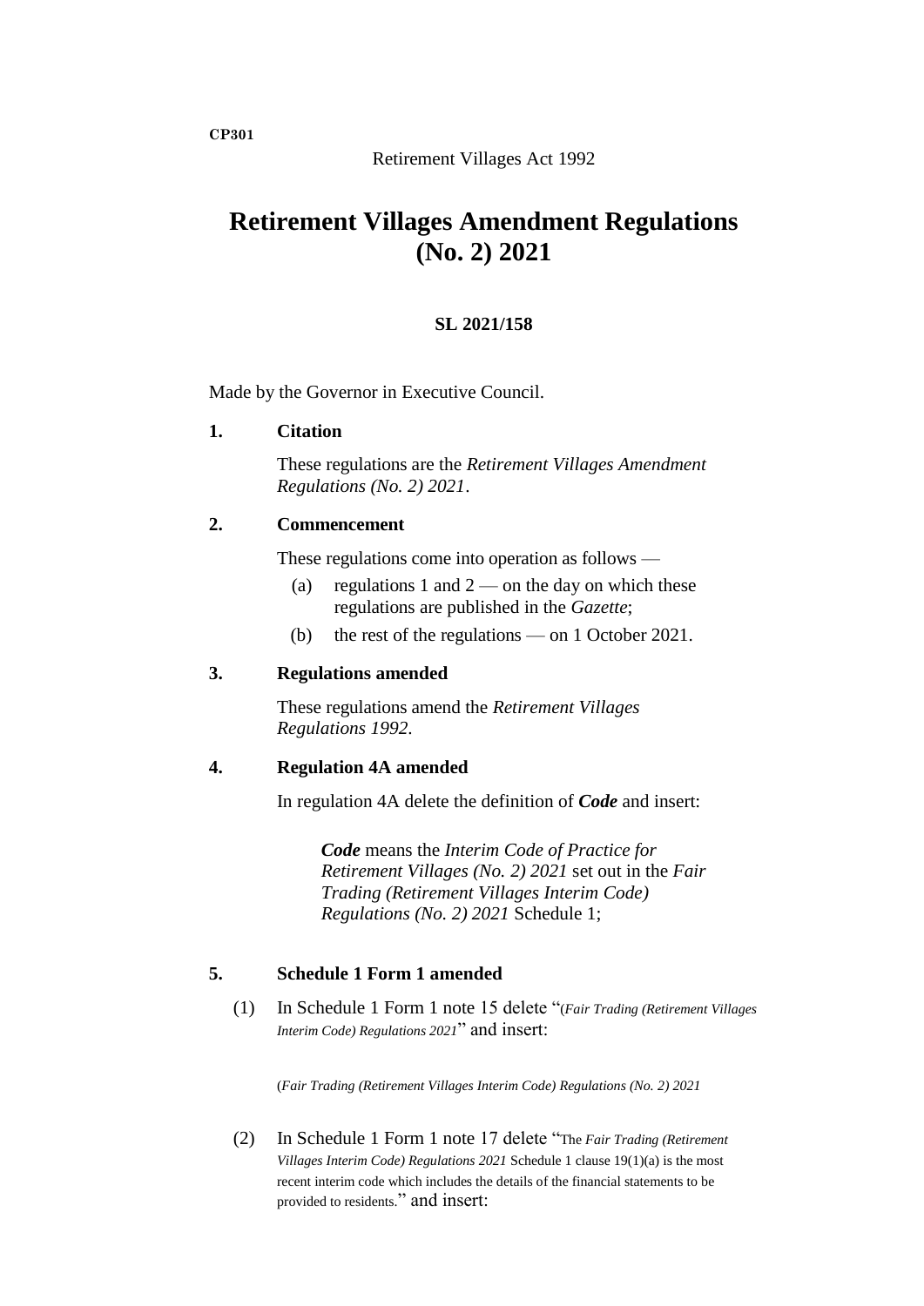CP301

Retirement Villages Act 1992

# Retirement Villages Amendment Regulations (No. 2) 2021

**SL 2021/158**

Made by the Governor in Executive Council.

## 1. Citation

These regulations are the *Retirement Villages Amendment Regulations (No. 2) 2021*.

## 2. Commencement

These regulations come into operation as follows —

(a) regulations 1 and 2 — on the day on which these regulations are published in the *Gazette*;

(b) the rest of the regulations — on 1 October 2021.

## 3. Regulations amended

These regulations amend the *Retirement Villages Regulations 1992*.

## 4. Regulation 4A amended

In regulation 4A delete the definition of ***Code*** and insert:

> ***Code*** means the *Interim Code of Practice for Retirement Villages (No. 2) 2021* set out in the *Fair Trading (Retirement Villages Interim Code) Regulations (No. 2) 2021* Schedule 1;

## 5. Schedule 1 Form 1 amended

(1) In Schedule 1 Form 1 note 15 delete "(*Fair Trading (Retirement Villages Interim Code) Regulations 2021*" and insert:

> (*Fair Trading (Retirement Villages Interim Code) Regulations (No. 2) 2021*

(2) In Schedule 1 Form 1 note 17 delete "The *Fair Trading (Retirement Villages Interim Code) Regulations 2021* Schedule 1 clause 19(1)(a) is the most recent interim code which includes the details of the financial statements to be provided to residents." and insert: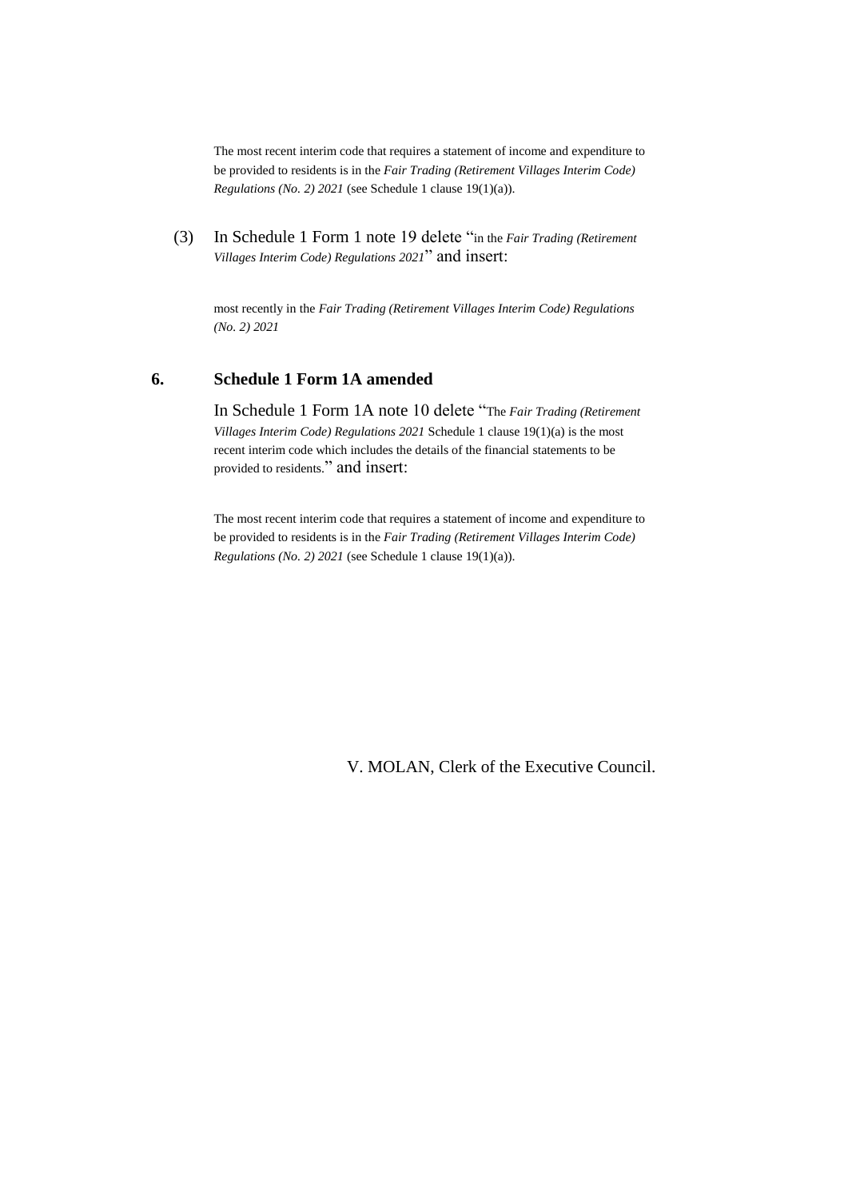The most recent interim code that requires a statement of income and expenditure to be provided to residents is in the *Fair Trading (Retirement Villages Interim Code) Regulations (No. 2) 2021* (see Schedule 1 clause 19(1)(a)).

(3) In Schedule 1 Form 1 note 19 delete "in the *Fair Trading (Retirement Villages Interim Code) Regulations 2021*" and insert:

most recently in the *Fair Trading (Retirement Villages Interim Code) Regulations (No. 2) 2021*

## 6. Schedule 1 Form 1A amended

In Schedule 1 Form 1A note 10 delete "The *Fair Trading (Retirement Villages Interim Code) Regulations 2021* Schedule 1 clause 19(1)(a) is the most recent interim code which includes the details of the financial statements to be provided to residents." and insert:

The most recent interim code that requires a statement of income and expenditure to be provided to residents is in the *Fair Trading (Retirement Villages Interim Code) Regulations (No. 2) 2021* (see Schedule 1 clause 19(1)(a)).

V. MOLAN, Clerk of the Executive Council.